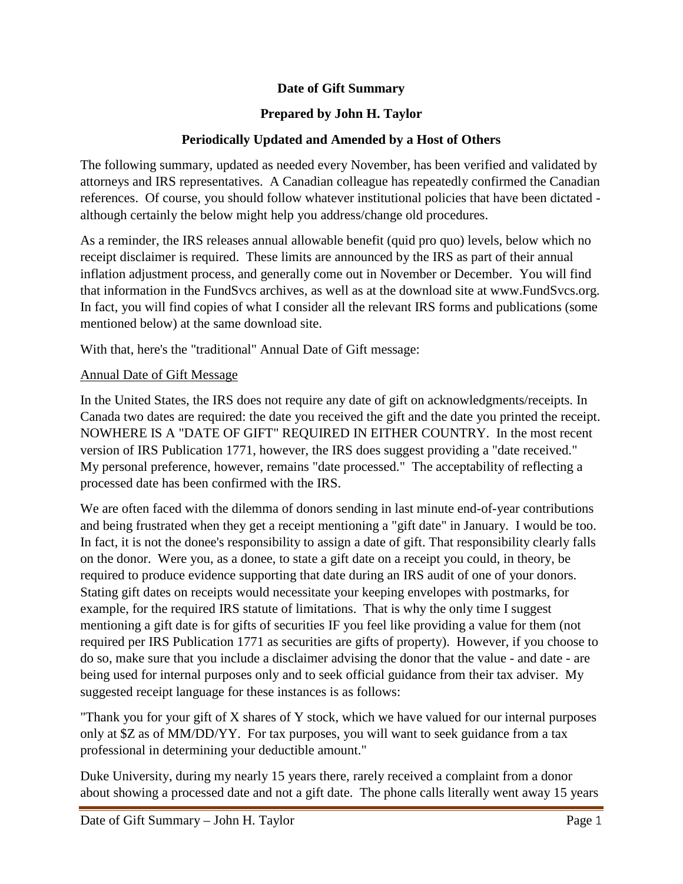# Date of Gift Summary

## Prepared by John H. Taylor

### Periodically Updated and Amended by a Host of Others

The following summary, updated as needed every November, has been verified and validated by attorneys and IRS representatives. A Canadian colleague has repeatedly confirmed the Canadian references. Of course, you should follow whatever institutional policies that have been dictated - although certainly the below might help you address/change old procedures.

As a reminder, the IRS releases annual allowable benefit (quid pro quo) levels, below which no receipt disclaimer is required. These limits are announced by the IRS as part of their annual inflation adjustment process, and generally come out in November or December. You will find that information in the FundSvcs archives, as well as at the download site at www.FundSvcs.org. In fact, you will find copies of what I consider all the relevant IRS forms and publications (some mentioned below) at the same download site.

With that, here's the "traditional" Annual Date of Gift message:

Annual Date of Gift Message

In the United States, the IRS does not require any date of gift on acknowledgments/receipts. In Canada two dates are required: the date you received the gift and the date you printed the receipt. NOWHERE IS A "DATE OF GIFT" REQUIRED IN EITHER COUNTRY. In the most recent version of IRS Publication 1771, however, the IRS does suggest providing a "date received." My personal preference, however, remains "date processed." The acceptability of reflecting a processed date has been confirmed with the IRS.

We are often faced with the dilemma of donors sending in last minute end-of-year contributions and being frustrated when they get a receipt mentioning a "gift date" in January. I would be too. In fact, it is not the donee's responsibility to assign a date of gift. That responsibility clearly falls on the donor. Were you, as a donee, to state a gift date on a receipt you could, in theory, be required to produce evidence supporting that date during an IRS audit of one of your donors. Stating gift dates on receipts would necessitate your keeping envelopes with postmarks, for example, for the required IRS statute of limitations. That is why the only time I suggest mentioning a gift date is for gifts of securities IF you feel like providing a value for them (not required per IRS Publication 1771 as securities are gifts of property). However, if you choose to do so, make sure that you include a disclaimer advising the donor that the value - and date - are being used for internal purposes only and to seek official guidance from their tax adviser. My suggested receipt language for these instances is as follows:

"Thank you for your gift of X shares of Y stock, which we have valued for our internal purposes only at $Z as of MM/DD/YY. For tax purposes, you will want to seek guidance from a tax professional in determining your deductible amount."

Duke University, during my nearly 15 years there, rarely received a complaint from a donor about showing a processed date and not a gift date. The phone calls literally went away 15 years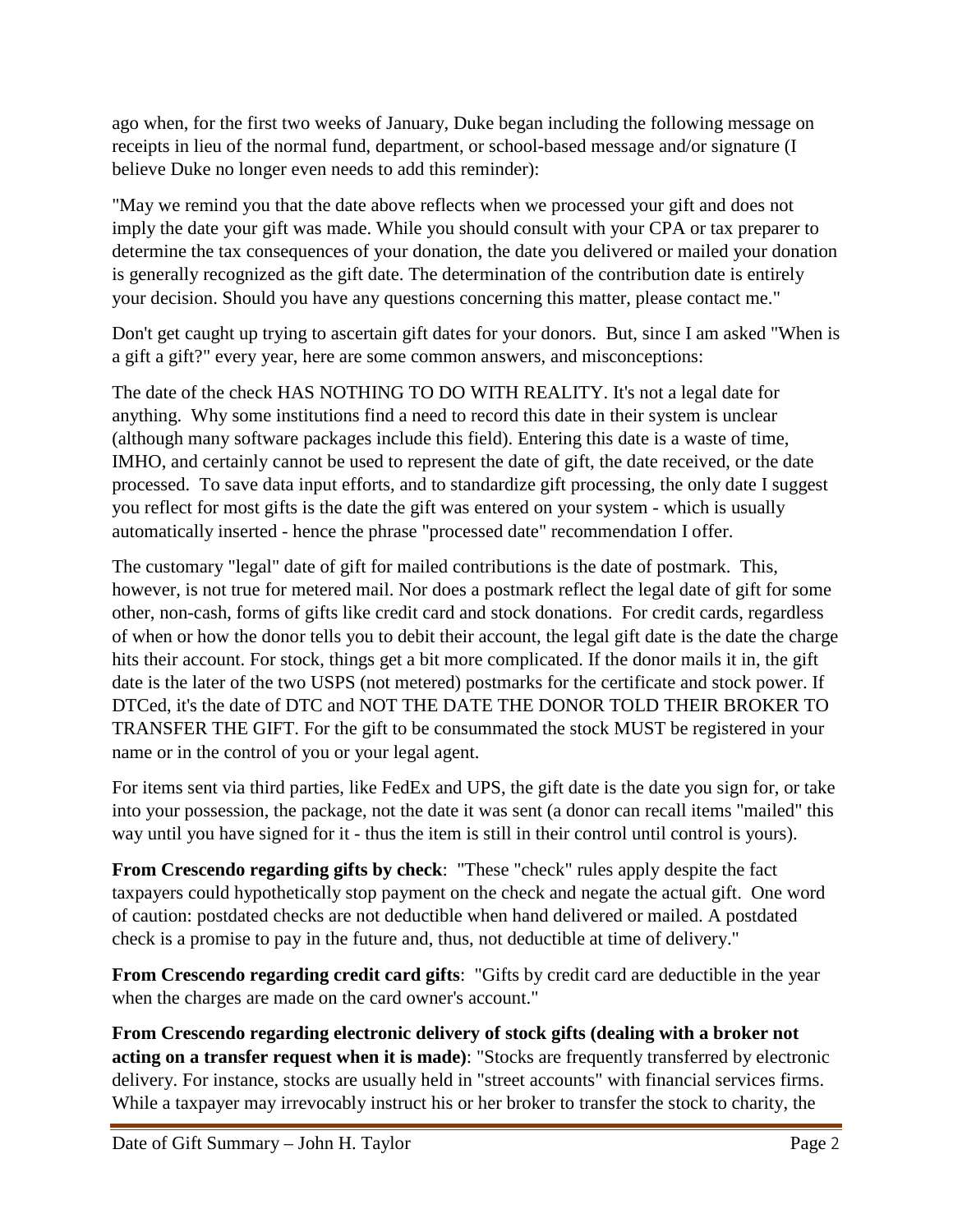ago when, for the first two weeks of January, Duke began including the following message on receipts in lieu of the normal fund, department, or school-based message and/or signature (I believe Duke no longer even needs to add this reminder):

"May we remind you that the date above reflects when we processed your gift and does not imply the date your gift was made. While you should consult with your CPA or tax preparer to determine the tax consequences of your donation, the date you delivered or mailed your donation is generally recognized as the gift date. The determination of the contribution date is entirely your decision. Should you have any questions concerning this matter, please contact me."

Don't get caught up trying to ascertain gift dates for your donors. But, since I am asked "When is a gift a gift?" every year, here are some common answers, and misconceptions:

The date of the check HAS NOTHING TO DO WITH REALITY. It's not a legal date for anything. Why some institutions find a need to record this date in their system is unclear (although many software packages include this field). Entering this date is a waste of time, IMHO, and certainly cannot be used to represent the date of gift, the date received, or the date processed. To save data input efforts, and to standardize gift processing, the only date I suggest you reflect for most gifts is the date the gift was entered on your system - which is usually automatically inserted - hence the phrase "processed date" recommendation I offer.

The customary "legal" date of gift for mailed contributions is the date of postmark. This, however, is not true for metered mail. Nor does a postmark reflect the legal date of gift for some other, non-cash, forms of gifts like credit card and stock donations. For credit cards, regardless of when or how the donor tells you to debit their account, the legal gift date is the date the charge hits their account. For stock, things get a bit more complicated. If the donor mails it in, the gift date is the later of the two USPS (not metered) postmarks for the certificate and stock power. If DTCed, it's the date of DTC and NOT THE DATE THE DONOR TOLD THEIR BROKER TO TRANSFER THE GIFT. For the gift to be consummated the stock MUST be registered in your name or in the control of you or your legal agent.

For items sent via third parties, like FedEx and UPS, the gift date is the date you sign for, or take into your possession, the package, not the date it was sent (a donor can recall items "mailed" this way until you have signed for it - thus the item is still in their control until control is yours).

**From Crescendo regarding gifts by check**: "These "check" rules apply despite the fact taxpayers could hypothetically stop payment on the check and negate the actual gift. One word of caution: postdated checks are not deductible when hand delivered or mailed. A postdated check is a promise to pay in the future and, thus, not deductible at time of delivery."

**From Crescendo regarding credit card gifts**: "Gifts by credit card are deductible in the year when the charges are made on the card owner's account."

**From Crescendo regarding electronic delivery of stock gifts (dealing with a broker not acting on a transfer request when it is made)**: "Stocks are frequently transferred by electronic delivery. For instance, stocks are usually held in "street accounts" with financial services firms. While a taxpayer may irrevocably instruct his or her broker to transfer the stock to charity, the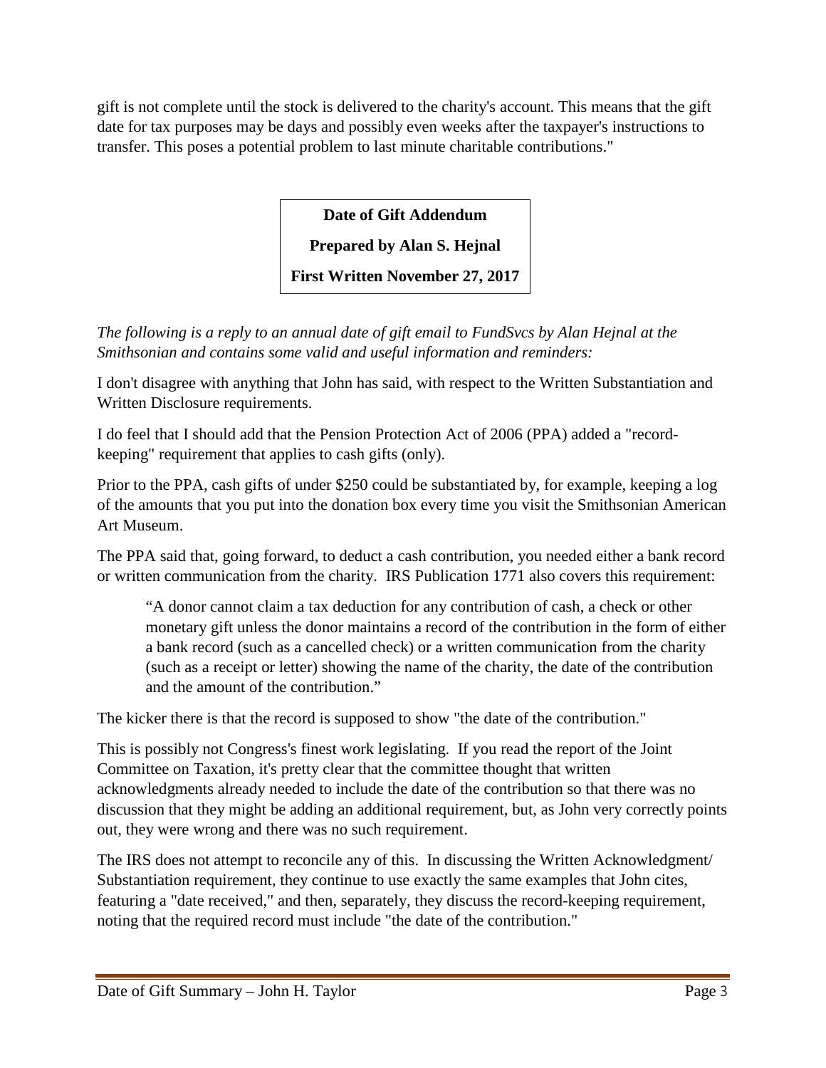gift is not complete until the stock is delivered to the charity's account. This means that the gift date for tax purposes may be days and possibly even weeks after the taxpayer's instructions to transfer. This poses a potential problem to last minute charitable contributions."

**Date of Gift Addendum**

**Prepared by Alan S. Hejnal**

**First Written November 27, 2017**

*The following is a reply to an annual date of gift email to FundSvcs by Alan Hejnal at the Smithsonian and contains some valid and useful information and reminders:*

I don't disagree with anything that John has said, with respect to the Written Substantiation and Written Disclosure requirements.

I do feel that I should add that the Pension Protection Act of 2006 (PPA) added a "record-keeping" requirement that applies to cash gifts (only).

Prior to the PPA, cash gifts of under $250 could be substantiated by, for example, keeping a log of the amounts that you put into the donation box every time you visit the Smithsonian American Art Museum.

The PPA said that, going forward, to deduct a cash contribution, you needed either a bank record or written communication from the charity. IRS Publication 1771 also covers this requirement:

> "A donor cannot claim a tax deduction for any contribution of cash, a check or other monetary gift unless the donor maintains a record of the contribution in the form of either a bank record (such as a cancelled check) or a written communication from the charity (such as a receipt or letter) showing the name of the charity, the date of the contribution and the amount of the contribution."

The kicker there is that the record is supposed to show "the date of the contribution."

This is possibly not Congress's finest work legislating. If you read the report of the Joint Committee on Taxation, it's pretty clear that the committee thought that written acknowledgments already needed to include the date of the contribution so that there was no discussion that they might be adding an additional requirement, but, as John very correctly points out, they were wrong and there was no such requirement.

The IRS does not attempt to reconcile any of this. In discussing the Written Acknowledgment/ Substantiation requirement, they continue to use exactly the same examples that John cites, featuring a "date received," and then, separately, they discuss the record-keeping requirement, noting that the required record must include "the date of the contribution."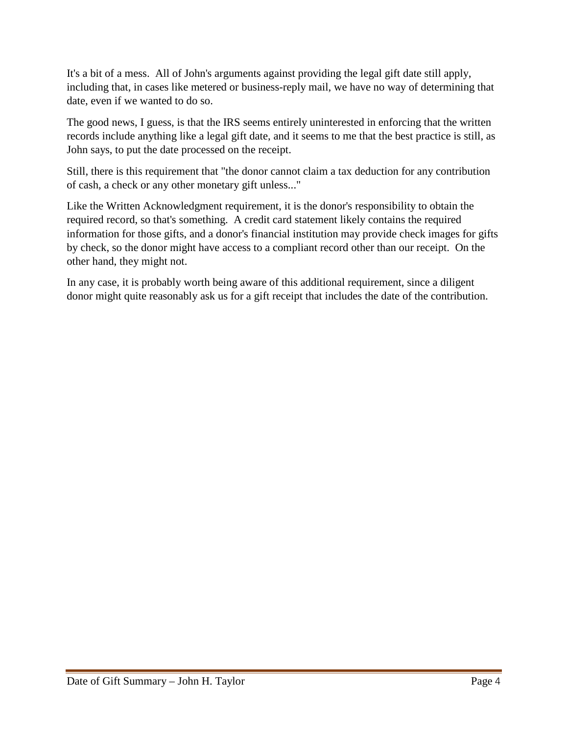It's a bit of a mess. All of John's arguments against providing the legal gift date still apply, including that, in cases like metered or business-reply mail, we have no way of determining that date, even if we wanted to do so.

The good news, I guess, is that the IRS seems entirely uninterested in enforcing that the written records include anything like a legal gift date, and it seems to me that the best practice is still, as John says, to put the date processed on the receipt.

Still, there is this requirement that "the donor cannot claim a tax deduction for any contribution of cash, a check or any other monetary gift unless..."

Like the Written Acknowledgment requirement, it is the donor's responsibility to obtain the required record, so that's something. A credit card statement likely contains the required information for those gifts, and a donor's financial institution may provide check images for gifts by check, so the donor might have access to a compliant record other than our receipt. On the other hand, they might not.

In any case, it is probably worth being aware of this additional requirement, since a diligent donor might quite reasonably ask us for a gift receipt that includes the date of the contribution.